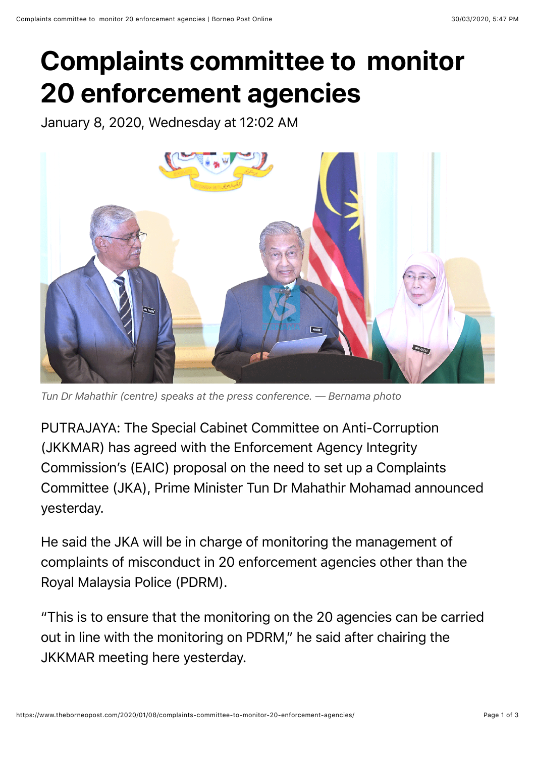# Complaints committee to monitor 20 enforcement agencies

January 8, 2020, Wednesday at 12:02 AM

*Tun Dr Mahathir (centre) speaks at the press conference. — Bernama photo*

PUTRAJAYA: The Special Cabinet Committee on Anti-Corruption (JKKMAR) has agreed with the Enforcement Agency Integrity Commission's (EAIC) proposal on the need to set up a Complaints Committee (JKA), Prime Minister Tun Dr Mahathir Mohamad announced yesterday.

He said the JKA will be in charge of monitoring the management of complaints of misconduct in 20 enforcement agencies other than the Royal Malaysia Police (PDRM).

"This is to ensure that the monitoring on the 20 agencies can be carried out in line with the monitoring on PDRM," he said after chairing the JKKMAR meeting here yesterday.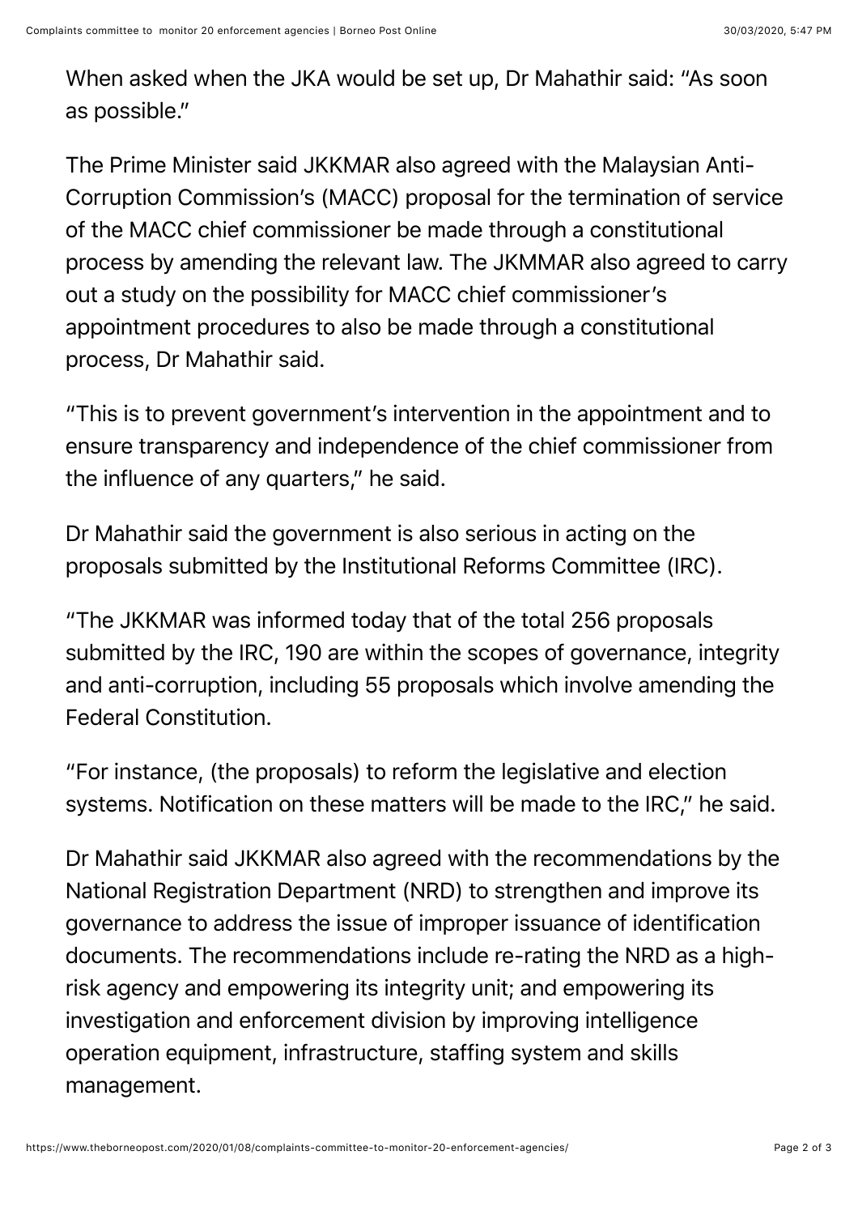When asked when the JKA would be set up, Dr Mahathir said: "As soon as possible."

The Prime Minister said JKKMAR also agreed with the Malaysian Anti-Corruption Commission's (MACC) proposal for the termination of service of the MACC chief commissioner be made through a constitutional process by amending the relevant law. The JKMMAR also agreed to carry out a study on the possibility for MACC chief commissioner's appointment procedures to also be made through a constitutional process, Dr Mahathir said.

"This is to prevent government's intervention in the appointment and to ensure transparency and independence of the chief commissioner from the influence of any quarters," he said.

Dr Mahathir said the government is also serious in acting on the proposals submitted by the Institutional Reforms Committee (IRC).

"The JKKMAR was informed today that of the total 256 proposals submitted by the IRC, 190 are within the scopes of governance, integrity and anti-corruption, including 55 proposals which involve amending the Federal Constitution.

"For instance, (the proposals) to reform the legislative and election systems. Notification on these matters will be made to the IRC," he said.

Dr Mahathir said JKKMAR also agreed with the recommendations by the National Registration Department (NRD) to strengthen and improve its governance to address the issue of improper issuance of identification documents. The recommendations include re-rating the NRD as a high-risk agency and empowering its integrity unit; and empowering its investigation and enforcement division by improving intelligence operation equipment, infrastructure, staffing system and skills management.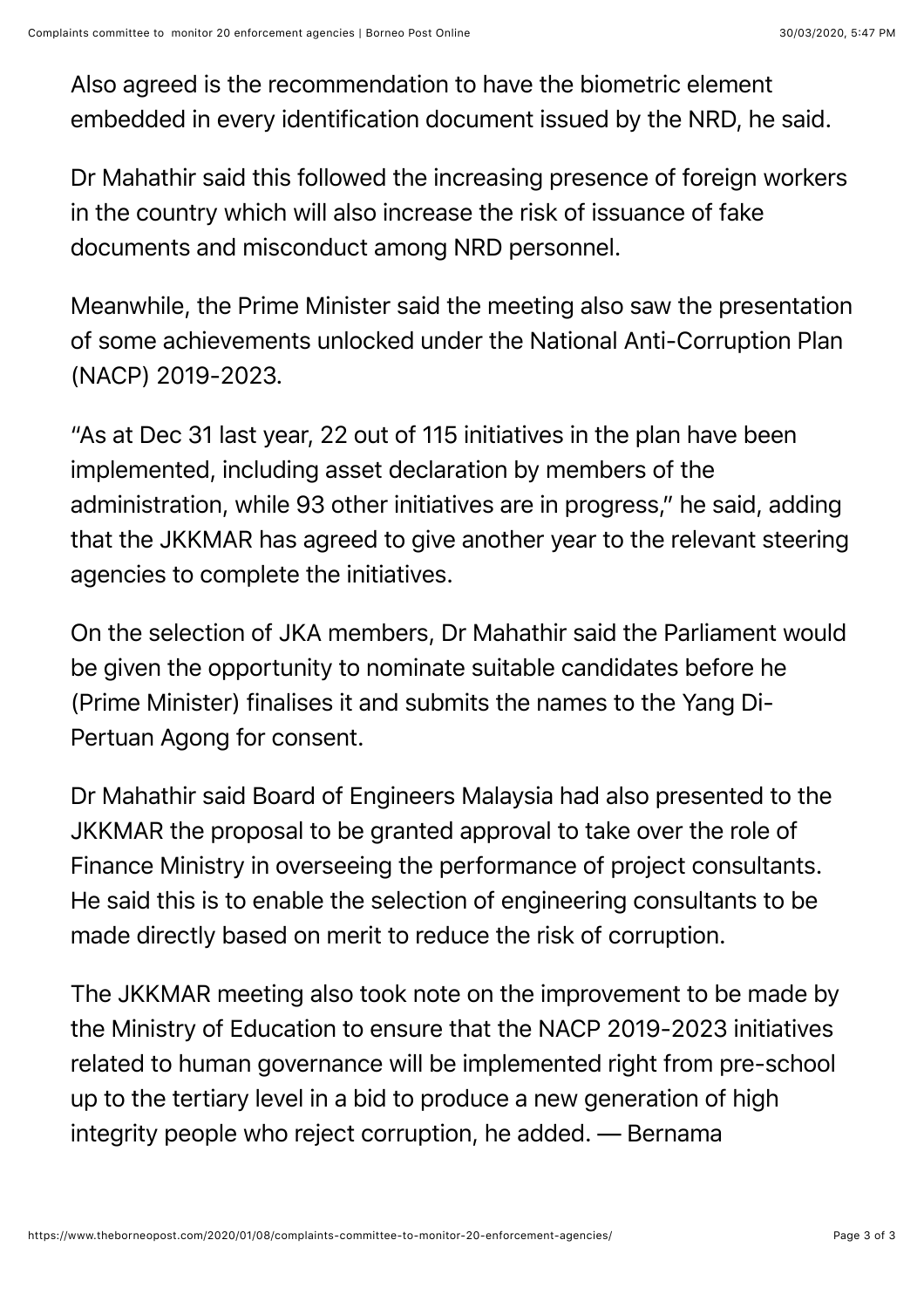Also agreed is the recommendation to have the biometric element embedded in every identification document issued by the NRD, he said.

Dr Mahathir said this followed the increasing presence of foreign workers in the country which will also increase the risk of issuance of fake documents and misconduct among NRD personnel.

Meanwhile, the Prime Minister said the meeting also saw the presentation of some achievements unlocked under the National Anti-Corruption Plan (NACP) 2019-2023.

"As at Dec 31 last year, 22 out of 115 initiatives in the plan have been implemented, including asset declaration by members of the administration, while 93 other initiatives are in progress," he said, adding that the JKKMAR has agreed to give another year to the relevant steering agencies to complete the initiatives.

On the selection of JKA members, Dr Mahathir said the Parliament would be given the opportunity to nominate suitable candidates before he (Prime Minister) finalises it and submits the names to the Yang Di-Pertuan Agong for consent.

Dr Mahathir said Board of Engineers Malaysia had also presented to the JKKMAR the proposal to be granted approval to take over the role of Finance Ministry in overseeing the performance of project consultants. He said this is to enable the selection of engineering consultants to be made directly based on merit to reduce the risk of corruption.

The JKKMAR meeting also took note on the improvement to be made by the Ministry of Education to ensure that the NACP 2019-2023 initiatives related to human governance will be implemented right from pre-school up to the tertiary level in a bid to produce a new generation of high integrity people who reject corruption, he added. — Bernama